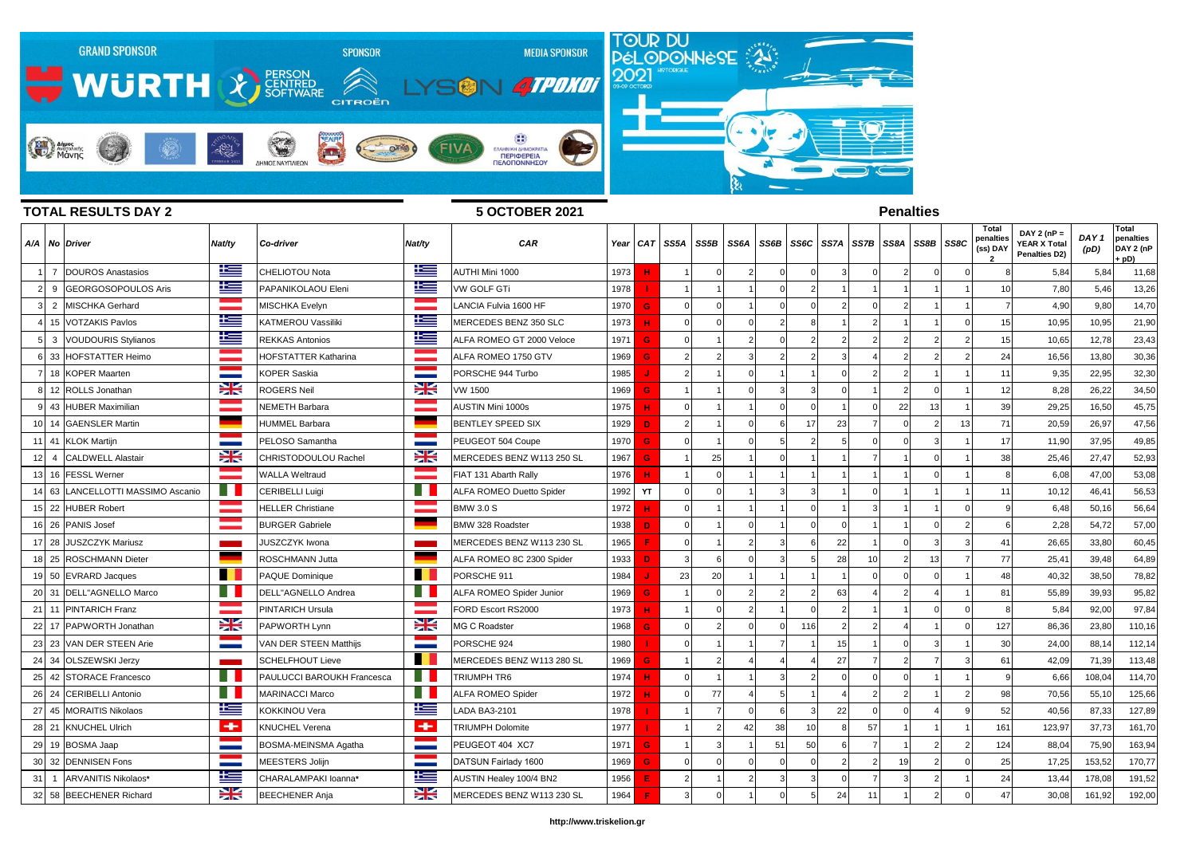GRAND SPONSOR WÜRTH SPONSOR PERSON CENTRED SOFTWARE CITROËN MEDIA SPONSOR LYSON 4TROXOI

TOUR DU PÉLOPONNÈSE 2021 HISTORIQUE 03-09 OCTOBER

## TOTAL RESULTS DAY 2

**5 OCTOBER 2021**

**Penalties**

| A/A | No | Driver | Nat/ty | Co-driver | Nat/ty | CAR | Year | CAT | SS5A | SS5B | SS6A | SS6B | SS6C | SS7A | SS7B | SS8A | SS8B | SS8C | Total penalties (ss) DAY 2 | DAY 2 (nP = YEAR X Total Penalties D2) | DAY 1 (pD) | Total penalties DAY 2 (nP + pD) |
|---|---|---|---|---|---|---|---|---|---|---|---|---|---|---|---|---|---|---|---|---|---|---|
| 1 | 7 | DOUROS Anastasios | | CHELIOTOU Nota | | AUTHI Mini 1000 | 1973 | H | 1 | 0 | 2 | 0 | 0 | 3 | 0 | 2 | 0 | 0 | 8 | 5,84 | 5,84 | 11,68 |
| 2 | 9 | GEORGOSOPOULOS Aris | | PAPANIKOLAOU Eleni | | VW GOLF GTi | 1978 | I | 1 | 1 | 1 | 0 | 2 | 1 | 1 | 1 | 1 | 1 | 10 | 7,80 | 5,46 | 13,26 |
| 3 | 2 | MISCHKA Gerhard | | MISCHKA Evelyn | | LANCIA Fulvia 1600 HF | 1970 | G | 0 | 0 | 1 | 0 | 0 | 2 | 0 | 2 | 1 | 1 | 7 | 4,90 | 9,80 | 14,70 |
| 4 | 15 | VOTZAKIS Pavlos | | KATMEROU Vassiliki | | MERCEDES BENZ 350 SLC | 1973 | H | 0 | 0 | 0 | 2 | 8 | 1 | 2 | 1 | 1 | 0 | 15 | 10,95 | 10,95 | 21,90 |
| 5 | 3 | VOUDOURIS Stylianos | | REKKAS Antonios | | ALFA ROMEO GT 2000 Veloce | 1971 | G | 0 | 1 | 2 | 0 | 2 | 2 | 2 | 2 | 2 | 2 | 15 | 10,65 | 12,78 | 23,43 |
| 6 | 33 | HOFSTATTER Heimo | | HOFSTATTER Katharina | | ALFA ROMEO 1750 GTV | 1969 | G | 2 | 2 | 3 | 2 | 2 | 3 | 4 | 2 | 2 | 2 | 24 | 16,56 | 13,80 | 30,36 |
| 7 | 18 | KOPER Maarten | | KOPER Saskia | | PORSCHE 944 Turbo | 1985 | J | 2 | 1 | 0 | 1 | 1 | 0 | 2 | 2 | 1 | 1 | 11 | 9,35 | 22,95 | 32,30 |
| 8 | 12 | ROLLS Jonathan | | ROGERS Neil | | VW 1500 | 1969 | G | 1 | 1 | 0 | 3 | 3 | 0 | 1 | 2 | 0 | 1 | 12 | 8,28 | 26,22 | 34,50 |
| 9 | 43 | HUBER Maximilian | | NEMETH Barbara | | AUSTIN Mini 1000s | 1975 | H | 0 | 1 | 1 | 0 | 0 | 1 | 0 | 22 | 13 | 1 | 39 | 29,25 | 16,50 | 45,75 |
| 10 | 14 | GAENSLER Martin | | HUMMEL Barbara | | BENTLEY SPEED SIX | 1929 | D | 2 | 1 | 0 | 6 | 17 | 23 | 7 | 0 | 2 | 13 | 71 | 20,59 | 26,97 | 47,56 |
| 11 | 41 | KLOK Martijn | | PELOSO Samantha | | PEUGEOT 504 Coupe | 1970 | G | 0 | 1 | 0 | 5 | 2 | 5 | 0 | 0 | 3 | 1 | 17 | 11,90 | 37,95 | 49,85 |
| 12 | 4 | CALDWELL Alastair | | CHRISTODOULOU Rachel | | MERCEDES BENZ W113 250 SL | 1967 | G | 1 | 25 | 1 | 0 | 1 | 1 | 7 | 1 | 0 | 1 | 38 | 25,46 | 27,47 | 52,93 |
| 13 | 16 | FESSL Werner | | WALLA Weltraud | | FIAT 131 Abarth Rally | 1976 | H | 1 | 0 | 1 | 1 | 1 | 1 | 1 | 1 | 0 | 1 | 8 | 6,08 | 47,00 | 53,08 |
| 14 | 63 | LANCELLOTTI MASSIMO Ascanio | | CERIBELLI Luigi | | ALFA ROMEO Duetto Spider | 1992 | YT | 0 | 0 | 1 | 3 | 3 | 1 | 0 | 1 | 1 | 1 | 11 | 10,12 | 46,41 | 56,53 |
| 15 | 22 | HUBER Robert | | HELLER Christiane | | BMW 3.0 S | 1972 | H | 0 | 1 | 1 | 1 | 0 | 1 | 3 | 1 | 1 | 0 | 9 | 6,48 | 50,16 | 56,64 |
| 16 | 26 | PANIS Josef | | BURGER Gabriele | | BMW 328 Roadster | 1938 | D | 0 | 1 | 0 | 1 | 0 | 0 | 1 | 1 | 0 | 2 | 6 | 2,28 | 54,72 | 57,00 |
| 17 | 28 | JUSZCZYK Mariusz | | JUSZCZYK Iwona | | MERCEDES BENZ W113 230 SL | 1965 | F | 0 | 1 | 2 | 3 | 6 | 22 | 1 | 0 | 3 | 3 | 41 | 26,65 | 33,80 | 60,45 |
| 18 | 25 | ROSCHMANN Dieter | | ROSCHMANN Jutta | | ALFA ROMEO 8C 2300 Spider | 1933 | D | 3 | 6 | 0 | 3 | 5 | 28 | 10 | 2 | 13 | 7 | 77 | 25,41 | 39,48 | 64,89 |
| 19 | 50 | EVRARD Jacques | | PAQUE Dominique | | PORSCHE 911 | 1984 | J | 23 | 20 | 1 | 1 | 1 | 1 | 0 | 0 | 0 | 1 | 48 | 40,32 | 38,50 | 78,82 |
| 20 | 31 | DELL"AGNELLO Marco | | DELL"AGNELLO Andrea | | ALFA ROMEO Spider Junior | 1969 | G | 1 | 0 | 2 | 2 | 2 | 63 | 4 | 2 | 4 | 1 | 81 | 55,89 | 39,93 | 95,82 |
| 21 | 11 | PINTARICH Franz | | PINTARICH Ursula | | FORD Escort RS2000 | 1973 | H | 1 | 0 | 2 | 1 | 0 | 2 | 1 | 1 | 0 | 0 | 8 | 5,84 | 92,00 | 97,84 |
| 22 | 17 | PAPWORTH Jonathan | | PAPWORTH Lynn | | MG C Roadster | 1968 | G | 0 | 2 | 0 | 0 | 116 | 2 | 2 | 4 | 1 | 0 | 127 | 86,36 | 23,80 | 110,16 |
| 23 | 23 | VAN DER STEEN Arie | | VAN DER STEEN Matthijs | | PORSCHE 924 | 1980 | I | 0 | 1 | 1 | 7 | 1 | 15 | 1 | 0 | 3 | 1 | 30 | 24,00 | 88,14 | 112,14 |
| 24 | 34 | OLSZEWSKI Jerzy | | SCHELFHOUT Lieve | | MERCEDES BENZ W113 280 SL | 1969 | G | 1 | 2 | 4 | 4 | 4 | 27 | 7 | 2 | 7 | 3 | 61 | 42,09 | 71,39 | 113,48 |
| 25 | 42 | STORACE Francesco | | PAULUCCI BAROUKH Francesca | | TRIUMPH TR6 | 1974 | H | 0 | 1 | 1 | 3 | 2 | 0 | 0 | 0 | 1 | 1 | 9 | 6,66 | 108,04 | 114,70 |
| 26 | 24 | CERIBELLI Antonio | | MARINACCI Marco | | ALFA ROMEO Spider | 1972 | H | 0 | 77 | 4 | 5 | 1 | 4 | 2 | 2 | 1 | 2 | 98 | 70,56 | 55,10 | 125,66 |
| 27 | 45 | MORAITIS Nikolaos | | KOKKINOU Vera | | LADA BA3-2101 | 1978 | I | 1 | 7 | 0 | 6 | 3 | 22 | 0 | 0 | 4 | 9 | 52 | 40,56 | 87,33 | 127,89 |
| 28 | 21 | KNUCHEL Ulrich | | KNUCHEL Verena | | TRIUMPH Dolomite | 1977 | I | 1 | 2 | 42 | 38 | 10 | 8 | 57 | 1 | 1 | 1 | 161 | 123,97 | 37,73 | 161,70 |
| 29 | 19 | BOSMA Jaap | | BOSMA-MEINSMA Agatha | | PEUGEOT 404 XC7 | 1971 | G | 1 | 3 | 1 | 51 | 50 | 6 | 7 | 1 | 2 | 2 | 124 | 88,04 | 75,90 | 163,94 |
| 30 | 32 | DENNISEN Fons | | MEESTERS Jolijn | | DATSUN Fairlady 1600 | 1969 | G | 0 | 0 | 0 | 0 | 0 | 2 | 2 | 19 | 2 | 0 | 25 | 17,25 | 153,52 | 170,77 |
| 31 | 1 | ARVANITIS Nikolaos* | | CHARALAMPAKI Ioanna* | | AUSTIN Healey 100/4 BN2 | 1956 | E | 2 | 1 | 2 | 3 | 3 | 0 | 7 | 3 | 2 | 1 | 24 | 13,44 | 178,08 | 191,52 |
| 32 | 58 | BEECHENER Richard | | BEECHENER Anja | | MERCEDES BENZ W113 230 SL | 1964 | F | 3 | 0 | 1 | 0 | 5 | 24 | 11 | 1 | 2 | 0 | 47 | 30,08 | 161,92 | 192,00 |

http://www.triskelion.gr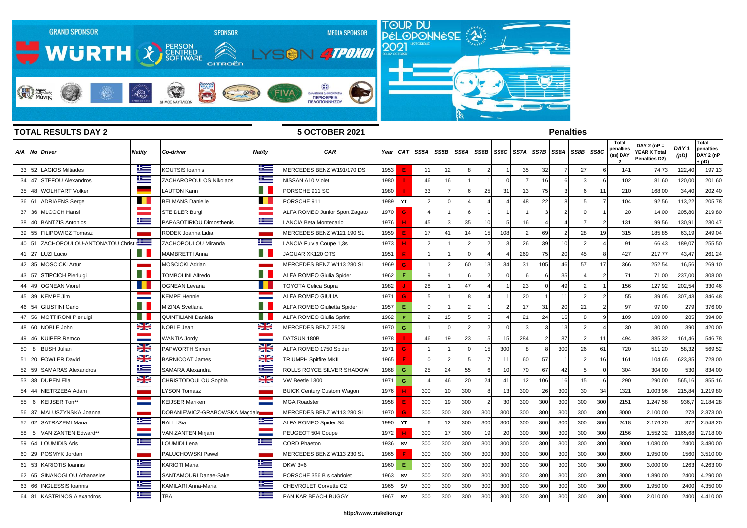GRAND SPONSOR WÜRTH | SPONSOR PERSON CENTRED SOFTWARE CITROËN | MEDIA SPONSOR LYSON 4TROXOI

TOUR DU PÉLOPONNÈSE 2021 HISTORIQUE 03-05 OCTOBER

## TOTAL RESULTS DAY 2

## 5 OCTOBER 2021

## Penalties

| A/A | No | Driver | Nat/ty | Co-driver | Nat/ty | CAR | Year | CAT | SS5A | SS5B | SS6A | SS6B | SS6C | SS7A | SS7B | SS8A | SS8B | SS8C | Total penalties (ss) DAY 2 | DAY 2 (nP = YEAR X Total Penalties D2) | DAY 1 (pD) | Total penalties DAY 2 (nP + pD) |
|---|---|---|---|---|---|---|---|---|---|---|---|---|---|---|---|---|---|---|---|---|---|---|
| 33 | 52 | LAGIOS Miltiades | | KOUTSIS Ioannis | | MERCEDES BENZ W191/170 DS | 1953 | E | 11 | 12 | 8 | 2 | 1 | 35 | 32 | 7 | 27 | 6 | 141 | 74,73 | 122,40 | 197,13 |
| 34 | 47 | STEFOU Alexandros | | ZACHAROPOULOS Nikolaos | | NISSAN A10 Violet | 1980 | I | 46 | 16 | 1 | 1 | 0 | 7 | 16 | 6 | 3 | 6 | 102 | 81,60 | 120,00 | 201,60 |
| 35 | 48 | WOLHFART Volker | | LAUTON Karin | | PORSCHE 911 SC | 1980 | I | 33 | 7 | 6 | 25 | 31 | 13 | 75 | 3 | 6 | 11 | 210 | 168,00 | 34,40 | 202,40 |
| 36 | 61 | ADRIAENS Serge | | BELMANS Danielle | | PORSCHE 911 | 1989 | YT | 2 | 0 | 4 | 4 | 4 | 48 | 22 | 8 | 5 | 7 | 104 | 92,56 | 113,22 | 205,78 |
| 37 | 36 | MLCOCH Hansi | | STEIDLER Burgi | | ALFA ROMEO Junior Sport Zagato | 1970 | G | 4 | 1 | 6 | 1 | 1 | 1 | 3 | 2 | 0 | 1 | 20 | 14,00 | 205,80 | 219,80 |
| 38 | 40 | BANTZIS Antonios | | PAPASOTIRIOU Dimosthenis | | LANCIA Beta Montecarlo | 1976 | H | 45 | 3 | 35 | 10 | 5 | 16 | 4 | 4 | 7 | 2 | 131 | 99,56 | 130,91 | 230,47 |
| 39 | 55 | FILIPOWICZ Tomasz | | RODEK Joanna Lidia | | MERCEDES BENZ W121 190 SL | 1959 | E | 17 | 41 | 14 | 15 | 108 | 2 | 69 | 2 | 28 | 19 | 315 | 185,85 | 63,19 | 249,04 |
| 40 | 51 | ZACHOPOULOU-ANTONATOU Christina | | ZACHOPOULOU Miranda | | LANCIA Fulvia Coupe 1,3s | 1973 | H | 2 | 1 | 2 | 2 | 3 | 26 | 39 | 10 | 2 | 4 | 91 | 66,43 | 189,07 | 255,50 |
| 41 | 27 | LUZI Lucio | | MAMBRETTI Anna | | JAGUAR XK120 OTS | 1951 | E | 1 | 1 | 0 | 4 | 4 | 269 | 75 | 20 | 45 | 8 | 427 | 217,77 | 43,47 | 261,24 |
| 42 | 35 | MOSCICKI Artur | | MOSCICKI Adrian | | MERCEDES BENZ W113 280 SL | 1969 | G | 1 | 2 | 60 | 13 | 34 | 31 | 105 | 46 | 57 | 17 | 366 | 252,54 | 16,56 | 269,10 |
| 43 | 57 | STIPCICH Pierluigi | | TOMBOLINI Alfredo | | ALFA ROMEO Giulia Spider | 1962 | F | 9 | 1 | 6 | 2 | 0 | 6 | 6 | 35 | 4 | 2 | 71 | 71,00 | 237,00 | 308,00 |
| 44 | 49 | OGNEAN Viorel | | OGNEAN Levana | | TOYOTA Celica Supra | 1982 | J | 28 | 1 | 47 | 4 | 1 | 23 | 0 | 49 | 2 | 1 | 156 | 127,92 | 202,54 | 330,46 |
| 45 | 39 | KEMPE Jim | | KEMPE Hennie | | ALFA ROMEO GIULIA | 1971 | G | 5 | 1 | 8 | 4 | 1 | 20 | 1 | 11 | 2 | 2 | 55 | 39,05 | 307,43 | 346,48 |
| 46 | 54 | GIUSTINI Carlo | | MIZINA Svetlana | | ALFA ROMEO Giulietta Spider | 1957 | E | 0 | 1 | 2 | 1 | 2 | 17 | 31 | 20 | 21 | 2 | 97 | 97,00 | 279 | 376,00 |
| 47 | 56 | MOTTIRONI Pierluigi | | QUINTILIANI Daniela | | ALFA ROMEO Giulia Sprint | 1962 | F | 2 | 15 | 5 | 5 | 4 | 21 | 24 | 16 | 8 | 9 | 109 | 109,00 | 285 | 394,00 |
| 48 | 60 | NOBLE John | | NOBLE Jean | | MERCEDES BENZ 280SL | 1970 | G | 1 | 0 | 2 | 2 | 0 | 3 | 3 | 13 | 2 | 4 | 30 | 30,00 | 390 | 420,00 |
| 49 | 46 | KUIPER Remco | | WANTIA Jordy | | DATSUN 180B | 1978 | I | 46 | 19 | 23 | 5 | 15 | 284 | 2 | 87 | 2 | 11 | 494 | 385,32 | 161,46 | 546,78 |
| 50 | 8 | BUSH Julian | | PAPWORTH Simon | | ALFA ROMEO 1750 Spider | 1971 | G | 1 | 1 | 0 | 15 | 300 | 8 | 8 | 300 | 26 | 61 | 720 | 511,20 | 58,32 | 569,52 |
| 51 | 20 | FOWLER David | | BARNICOAT James | | TRIUMPH Spitfire MKII | 1965 | F | 0 | 2 | 5 | 7 | 11 | 60 | 57 | 1 | 2 | 16 | 161 | 104,65 | 623,35 | 728,00 |
| 52 | 59 | SAMARAS Alexandros | | SAMARA Alexandra | | ROLLS ROYCE SILVER SHADOW | 1968 | G | 25 | 24 | 55 | 6 | 10 | 70 | 67 | 42 | 5 | 0 | 304 | 304,00 | 530 | 834,00 |
| 53 | 38 | DUPEN Ella | | CHRISTODOULOU Sophia | | VW Beetle 1300 | 1971 | G | 4 | 46 | 20 | 24 | 41 | 12 | 106 | 16 | 15 | 6 | 290 | 290,00 | 565,16 | 855,16 |
| 54 | 44 | NIETRZEBA Adam | | LYSON Tomasz | | BUICK Century Custom Wagon | 1976 | H | 300 | 10 | 300 | 8 | 13 | 300 | 26 | 300 | 30 | 34 | 1321 | 1.003,96 | 215,84 | 1.219,80 |
| 55 | 6 | KEIJSER Ton** | | KEIJSER Mariken | | MGA Roadster | 1958 | E | 300 | 19 | 300 | 2 | 30 | 300 | 300 | 300 | 300 | 300 | 2151 | 1.247,58 | 936,7 | 2.184,28 |
| 56 | 37 | MALUSZYNSKA Joanna | | DOBANIEWICZ-GRABOWSKA Magdalena | | MERCEDES BENZ W113 280 SL | 1970 | G | 300 | 300 | 300 | 300 | 300 | 300 | 300 | 300 | 300 | 300 | 3000 | 2.100,00 | 273 | 2.373,00 |
| 57 | 62 | SATRAZEMI Maria | | RALLI Sia | | ALFA ROMEO Spider S4 | 1990 | YT | 6 | 12 | 300 | 300 | 300 | 300 | 300 | 300 | 300 | 300 | 2418 | 2.176,20 | 372 | 2.548,20 |
| 58 | 5 | VAN ZANTEN Edward** | | VAN ZANTEN Mirjam | | PEUGEOT 504 Coupe | 1972 | H | 300 | 17 | 300 | 19 | 20 | 300 | 300 | 300 | 300 | 300 | 2156 | 1.552,32 | 1165,68 | 2.718,00 |
| 59 | 64 | LOUMIDIS Aris | | LOUMIDI Lena | | CORD Phaeton | 1936 | SV | 300 | 300 | 300 | 300 | 300 | 300 | 300 | 300 | 300 | 300 | 3000 | 1.080,00 | 2400 | 3.480,00 |
| 60 | 29 | POSMYK Jordan | | PALUCHOWSKI Pawel | | MERCEDES BENZ W113 230 SL | 1965 | F | 300 | 300 | 300 | 300 | 300 | 300 | 300 | 300 | 300 | 300 | 3000 | 1.950,00 | 1560 | 3.510,00 |
| 61 | 53 | KARIOTIS Ioannis | | KARIOTI Maria | | DKW 3=6 | 1960 | E | 300 | 300 | 300 | 300 | 300 | 300 | 300 | 300 | 300 | 300 | 3000 | 3.000,00 | 1263 | 4.263,00 |
| 62 | 65 | SINANOGLOU Athanasios | | SANTAMOURI Danae-Sake | | PORSCHE 356 B s cabriolet | 1963 | SV | 300 | 300 | 300 | 300 | 300 | 300 | 300 | 300 | 300 | 300 | 3000 | 1.890,00 | 2400 | 4.290,00 |
| 63 | 66 | INGLESSIS Ioannis | | KAMILARI Anna-Maria | | CHEVROLET Corvette C2 | 1965 | SV | 300 | 300 | 300 | 300 | 300 | 300 | 300 | 300 | 300 | 300 | 3000 | 1.950,00 | 2400 | 4.350,00 |
| 64 | 81 | KASTRINOS Alexandros | | TBA | | PAN KAR BEACH BUGGY | 1967 | SV | 300 | 300 | 300 | 300 | 300 | 300 | 300 | 300 | 300 | 300 | 3000 | 2.010,00 | 2400 | 4.410,00 |

http://www.triskelion.gr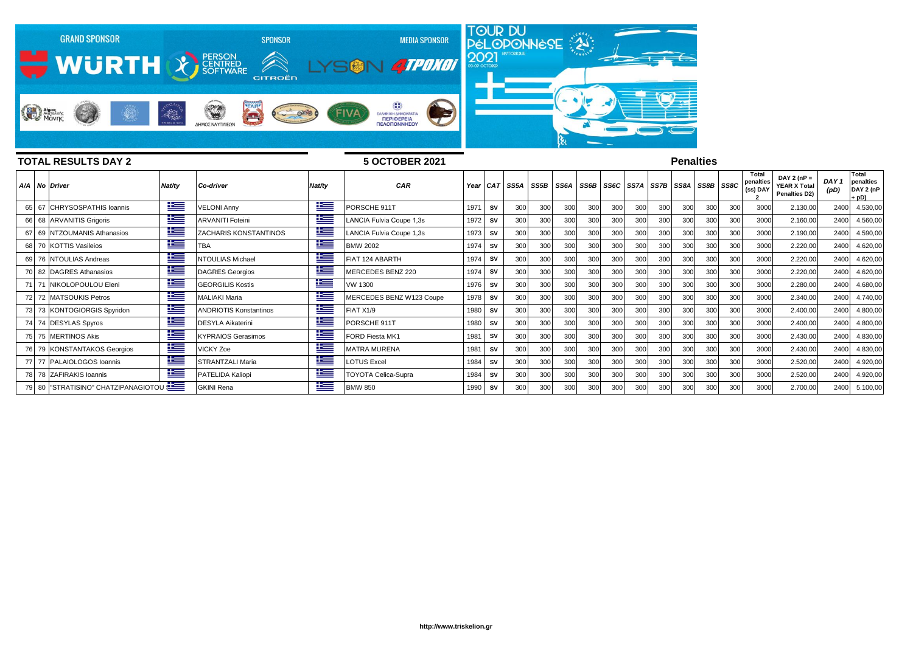GRAND SPONSOR

WÜRTH

SPONSOR

PERSON CENTRED SOFTWARE

CITROËN

MEDIA SPONSOR

LYSON 4TPOXOI

TOUR DU PÉLOPONNÈSE 2021 HISTORIQUE

## TOTAL RESULTS DAY 2

## 5 OCTOBER 2021

## Penalties

| A/A | No | Driver | Nat/ty | Co-driver | Nat/ty | CAR | Year | CAT | SS5A | SS5B | SS6A | SS6B | SS6C | SS7A | SS7B | SS8A | SS8B | SS8C | Total penalties (ss) DAY 2 | DAY 2 (nP = YEAR X Total Penalties D2) | DAY 1 (pD) | Total penalties DAY 2 (nP + pD) |
|---|---|---|---|---|---|---|---|---|---|---|---|---|---|---|---|---|---|---|---|---|---|---|
| 65 | 67 | CHRYSOSPATHIS Ioannis | | VELONI Anny | | PORSCHE 911T | 1971 | SV | 300 | 300 | 300 | 300 | 300 | 300 | 300 | 300 | 300 | 300 | 3000 | 2.130,00 | 2400 | 4.530,00 |
| 66 | 68 | ARVANITIS Grigoris | | ARVANITI Foteini | | LANCIA Fulvia Coupe 1,3s | 1972 | SV | 300 | 300 | 300 | 300 | 300 | 300 | 300 | 300 | 300 | 300 | 3000 | 2.160,00 | 2400 | 4.560,00 |
| 67 | 69 | NTZOUMANIS Athanasios | | ZACHARIS KONSTANTINOS | | LANCIA Fulvia Coupe 1,3s | 1973 | SV | 300 | 300 | 300 | 300 | 300 | 300 | 300 | 300 | 300 | 300 | 3000 | 2.190,00 | 2400 | 4.590,00 |
| 68 | 70 | KOTTIS Vasileios | | TBA | | BMW 2002 | 1974 | SV | 300 | 300 | 300 | 300 | 300 | 300 | 300 | 300 | 300 | 300 | 3000 | 2.220,00 | 2400 | 4.620,00 |
| 69 | 76 | NTOULIAS Andreas | | NTOULIAS Michael | | FIAT 124 ABARTH | 1974 | SV | 300 | 300 | 300 | 300 | 300 | 300 | 300 | 300 | 300 | 300 | 3000 | 2.220,00 | 2400 | 4.620,00 |
| 70 | 82 | DAGRES Athanasios | | DAGRES Georgios | | MERCEDES BENZ 220 | 1974 | SV | 300 | 300 | 300 | 300 | 300 | 300 | 300 | 300 | 300 | 300 | 3000 | 2.220,00 | 2400 | 4.620,00 |
| 71 | 71 | NIKOLOPOULOU Eleni | | GEORGILIS Kostis | | VW 1300 | 1976 | SV | 300 | 300 | 300 | 300 | 300 | 300 | 300 | 300 | 300 | 300 | 3000 | 2.280,00 | 2400 | 4.680,00 |
| 72 | 72 | MATSOUKIS Petros | | MALIAKI Maria | | MERCEDES BENZ W123 Coupe | 1978 | SV | 300 | 300 | 300 | 300 | 300 | 300 | 300 | 300 | 300 | 300 | 3000 | 2.340,00 | 2400 | 4.740,00 |
| 73 | 73 | KONTOGIORGIS Spyridon | | ANDRIOTIS Konstantinos | | FIAT X1/9 | 1980 | SV | 300 | 300 | 300 | 300 | 300 | 300 | 300 | 300 | 300 | 300 | 3000 | 2.400,00 | 2400 | 4.800,00 |
| 74 | 74 | DESYLAS Spyros | | DESYLA Aikaterini | | PORSCHE 911T | 1980 | SV | 300 | 300 | 300 | 300 | 300 | 300 | 300 | 300 | 300 | 300 | 3000 | 2.400,00 | 2400 | 4.800,00 |
| 75 | 75 | MERTINOS Akis | | KYPRAIOS Gerasimos | | FORD Fiesta MK1 | 1981 | SV | 300 | 300 | 300 | 300 | 300 | 300 | 300 | 300 | 300 | 300 | 3000 | 2.430,00 | 2400 | 4.830,00 |
| 76 | 79 | KONSTANTAKOS Georgios | | VICKY Zoe | | MATRA MURENA | 1981 | SV | 300 | 300 | 300 | 300 | 300 | 300 | 300 | 300 | 300 | 300 | 3000 | 2.430,00 | 2400 | 4.830,00 |
| 77 | 77 | PALAIOLOGOS Ioannis | | STRANTZALI Maria | | LOTUS Excel | 1984 | SV | 300 | 300 | 300 | 300 | 300 | 300 | 300 | 300 | 300 | 300 | 3000 | 2.520,00 | 2400 | 4.920,00 |
| 78 | 78 | ZAFIRAKIS Ioannis | | PATELIDA Kaliopi | | TOYOTA Celica-Supra | 1984 | SV | 300 | 300 | 300 | 300 | 300 | 300 | 300 | 300 | 300 | 300 | 3000 | 2.520,00 | 2400 | 4.920,00 |
| 79 | 80 | "STRATISINO" CHATZIPANAGIOTOU | | GKINI Rena | | BMW 850 | 1990 | SV | 300 | 300 | 300 | 300 | 300 | 300 | 300 | 300 | 300 | 300 | 3000 | 2.700,00 | 2400 | 5.100,00 |

http://www.triskelion.gr